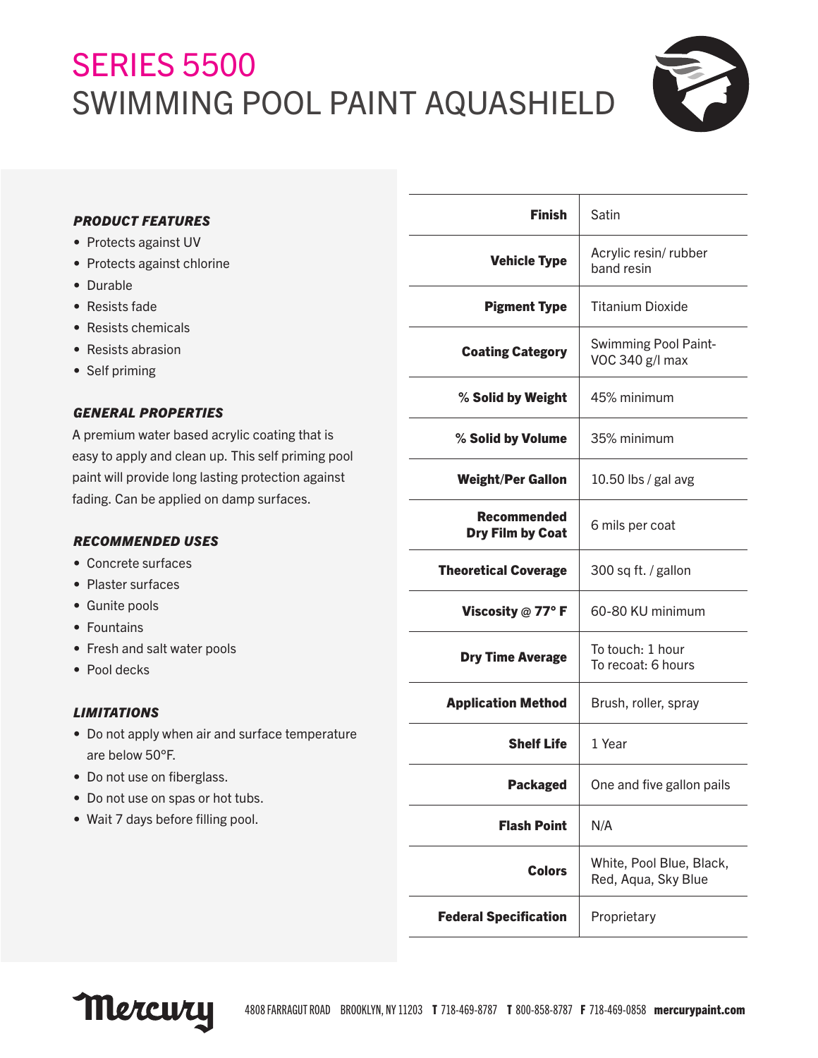# SERIES 5500
# SWIMMING POOL PAINT AQUASHIELD

### *PRODUCT FEATURES*

- Protects against UV
- Protects against chlorine
- Durable
- Resists fade
- Resists chemicals
- Resists abrasion
- Self priming

### *GENERAL PROPERTIES*

A premium water based acrylic coating that is easy to apply and clean up. This self priming pool paint will provide long lasting protection against fading. Can be applied on damp surfaces.

### *RECOMMENDED USES*

- Concrete surfaces
- Plaster surfaces
- Gunite pools
- Fountains
- Fresh and salt water pools
- Pool decks

### *LIMITATIONS*

- Do not apply when air and surface temperature are below 50°F.
- Do not use on fiberglass.
- Do not use on spas or hot tubs.
- Wait 7 days before filling pool.

| | |
|---|---|
| **Finish** | Satin |
| **Vehicle Type** | Acrylic resin/ rubber band resin |
| **Pigment Type** | Titanium Dioxide |
| **Coating Category** | Swimming Pool Paint- VOC 340 g/l max |
| **% Solid by Weight** | 45% minimum |
| **% Solid by Volume** | 35% minimum |
| **Weight/Per Gallon** | 10.50 lbs / gal avg |
| **Recommended Dry Film by Coat** | 6 mils per coat |
| **Theoretical Coverage** | 300 sq ft. / gallon |
| **Viscosity @ 77° F** | 60-80 KU minimum |
| **Dry Time Average** | To touch: 1 hour<br>To recoat: 6 hours |
| **Application Method** | Brush, roller, spray |
| **Shelf Life** | 1 Year |
| **Packaged** | One and five gallon pails |
| **Flash Point** | N/A |
| **Colors** | White, Pool Blue, Black, Red, Aqua, Sky Blue |
| **Federal Specification** | Proprietary |

Mercury 4808 FARRAGUT ROAD BROOKLYN, NY 11203 **T** 718-469-8787 **T** 800-858-8787 **F** 718-469-0858 **mercurypaint.com**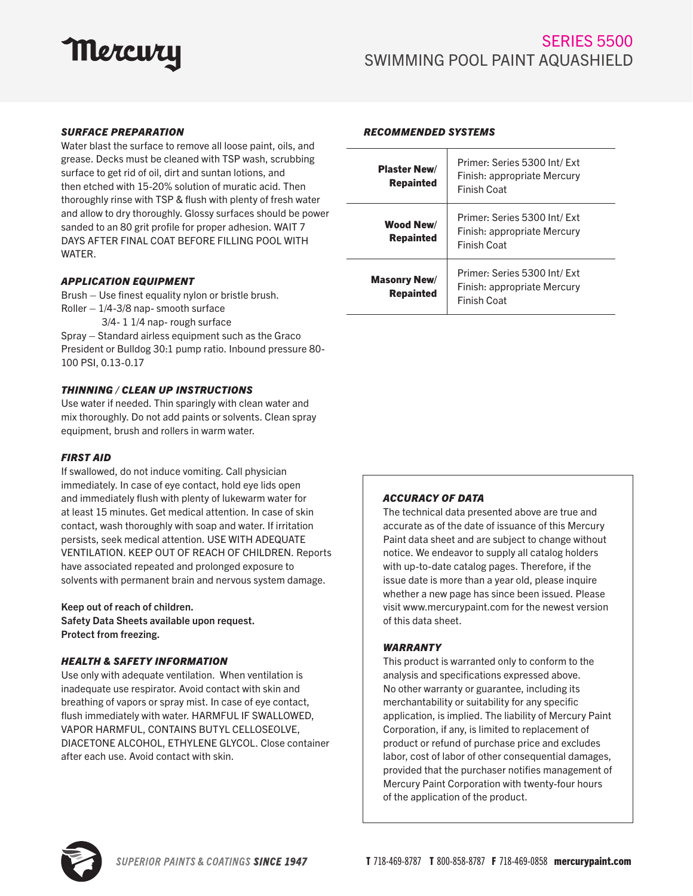SERIES 5500
SWIMMING POOL PAINT AQUASHIELD

### *SURFACE PREPARATION*

Water blast the surface to remove all loose paint, oils, and grease. Decks must be cleaned with TSP wash, scrubbing surface to get rid of oil, dirt and suntan lotions, and then etched with 15-20% solution of muratic acid. Then thoroughly rinse with TSP & flush with plenty of fresh water and allow to dry thoroughly. Glossy surfaces should be power sanded to an 80 grit profile for proper adhesion. WAIT 7 DAYS AFTER FINAL COAT BEFORE FILLING POOL WITH WATER.

### *APPLICATION EQUIPMENT*

Brush – Use finest equality nylon or bristle brush.
Roller – 1/4-3/8 nap- smooth surface
3/4- 1 1/4 nap- rough surface
Spray – Standard airless equipment such as the Graco President or Bulldog 30:1 pump ratio. Inbound pressure 80-100 PSI, 0.13-0.17

### *THINNING / CLEAN UP INSTRUCTIONS*

Use water if needed. Thin sparingly with clean water and mix thoroughly. Do not add paints or solvents. Clean spray equipment, brush and rollers in warm water.

### *FIRST AID*

If swallowed, do not induce vomiting. Call physician immediately. In case of eye contact, hold eye lids open and immediately flush with plenty of lukewarm water for at least 15 minutes. Get medical attention. In case of skin contact, wash thoroughly with soap and water. If irritation persists, seek medical attention. USE WITH ADEQUATE VENTILATION. KEEP OUT OF REACH OF CHILDREN. Reports have associated repeated and prolonged exposure to solvents with permanent brain and nervous system damage.

**Keep out of reach of children.**
**Safety Data Sheets available upon request.**
**Protect from freezing.**

### *HEALTH & SAFETY INFORMATION*

Use only with adequate ventilation. When ventilation is inadequate use respirator. Avoid contact with skin and breathing of vapors or spray mist. In case of eye contact, flush immediately with water. HARMFUL IF SWALLOWED, VAPOR HARMFUL, CONTAINS BUTYL CELLOSEOLVE, DIACETONE ALCOHOL, ETHYLENE GLYCOL. Close container after each use. Avoid contact with skin.

### *RECOMMENDED SYSTEMS*

| | |
|---|---|
| **Plaster New/ Repainted** | Primer: Series 5300 Int/ Ext<br>Finish: appropriate Mercury Finish Coat |
| **Wood New/ Repainted** | Primer: Series 5300 Int/ Ext<br>Finish: appropriate Mercury Finish Coat |
| **Masonry New/ Repainted** | Primer: Series 5300 Int/ Ext<br>Finish: appropriate Mercury Finish Coat |

### *ACCURACY OF DATA*

The technical data presented above are true and accurate as of the date of issuance of this Mercury Paint data sheet and are subject to change without notice. We endeavor to supply all catalog holders with up-to-date catalog pages. Therefore, if the issue date is more than a year old, please inquire whether a new page has since been issued. Please visit www.mercurypaint.com for the newest version of this data sheet.

### *WARRANTY*

This product is warranted only to conform to the analysis and specifications expressed above. No other warranty or guarantee, including its merchantability or suitability for any specific application, is implied. The liability of Mercury Paint Corporation, if any, is limited to replacement of product or refund of purchase price and excludes labor, cost of labor of other consequential damages, provided that the purchaser notifies management of Mercury Paint Corporation with twenty-four hours of the application of the product.